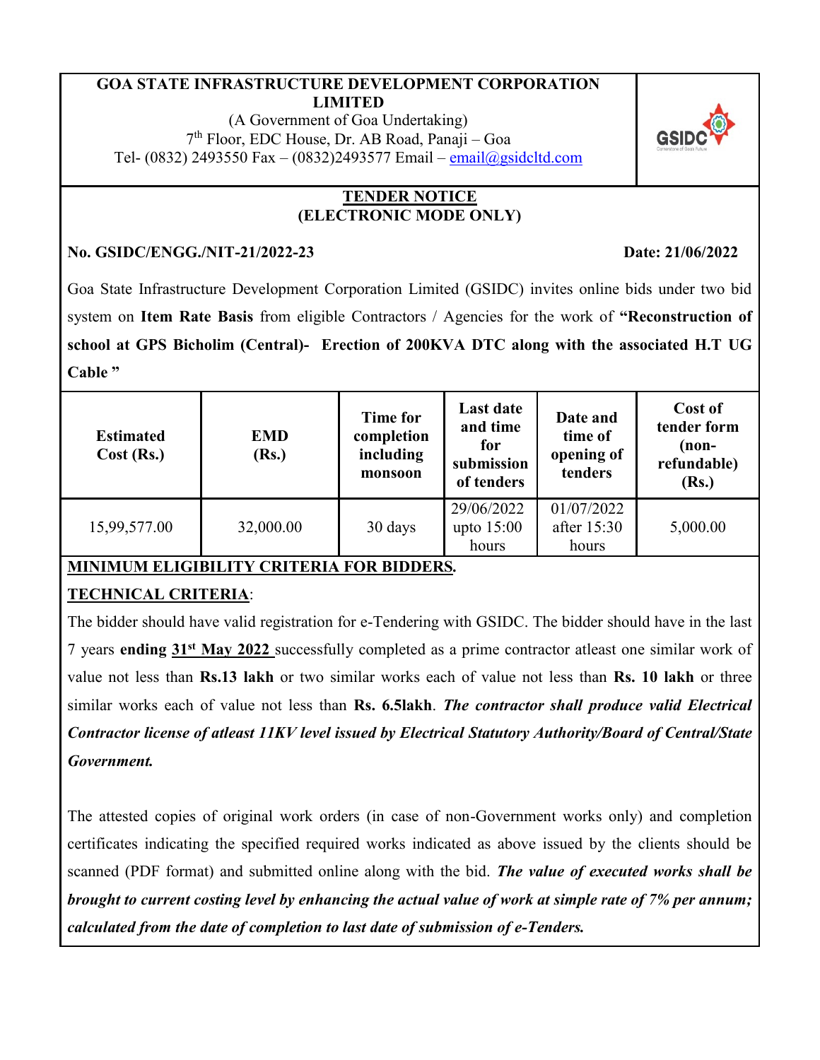**GOA STATE INFRASTRUCTURE DEVELOPMENT CORPORATION LIMITED**

(A Government of Goa Undertaking)

7th Floor, EDC House, Dr. AB Road, Panaji – Goa

Tel- (0832) 2493550 Fax – (0832)2493577 Email – email@gsidcltd.com

## TENDER NOTICE
## (ELECTRONIC MODE ONLY)

**No. GSIDC/ENGG./NIT-21/2022-23** **Date: 21/06/2022**

Goa State Infrastructure Development Corporation Limited (GSIDC) invites online bids under two bid system on **Item Rate Basis** from eligible Contractors / Agencies for the work of **"Reconstruction of school at GPS Bicholim (Central)- Erection of 200KVA DTC along with the associated H.T UG Cable "**

| Estimated Cost (Rs.) | EMD (Rs.) | Time for completion including monsoon | Last date and time for submission of tenders | Date and time of opening of tenders | Cost of tender form (non-refundable) (Rs.) |
|---|---|---|---|---|---|
| 15,99,577.00 | 32,000.00 | 30 days | 29/06/2022 upto 15:00 hours | 01/07/2022 after 15:30 hours | 5,000.00 |

**MINIMUM ELIGIBILITY CRITERIA FOR BIDDERS.**

**TECHNICAL CRITERIA**:

The bidder should have valid registration for e-Tendering with GSIDC. The bidder should have in the last 7 years **ending 31st May 2022** successfully completed as a prime contractor atleast one similar work of value not less than **Rs.13 lakh** or two similar works each of value not less than **Rs. 10 lakh** or three similar works each of value not less than **Rs. 6.5lakh**. ***The contractor shall produce valid Electrical Contractor license of atleast 11KV level issued by Electrical Statutory Authority/Board of Central/State Government.***

The attested copies of original work orders (in case of non-Government works only) and completion certificates indicating the specified required works indicated as above issued by the clients should be scanned (PDF format) and submitted online along with the bid. ***The value of executed works shall be brought to current costing level by enhancing the actual value of work at simple rate of 7% per annum; calculated from the date of completion to last date of submission of e-Tenders.***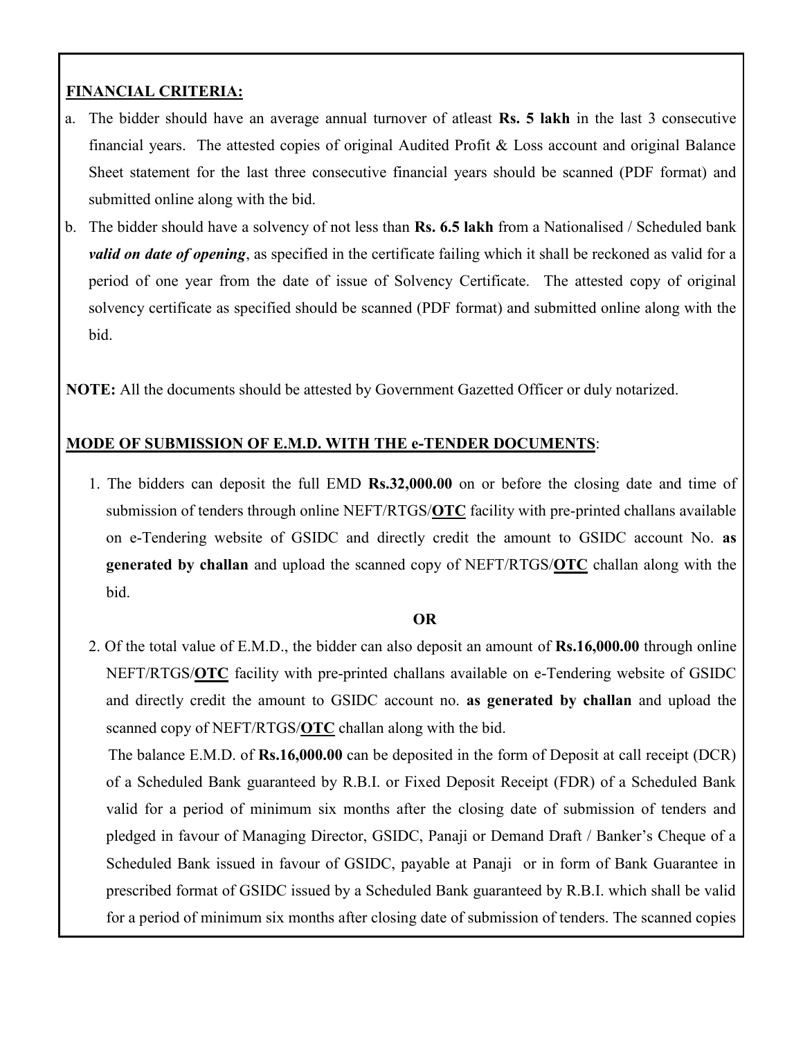**FINANCIAL CRITERIA:**

a. The bidder should have an average annual turnover of atleast **Rs. 5 lakh** in the last 3 consecutive financial years. The attested copies of original Audited Profit & Loss account and original Balance Sheet statement for the last three consecutive financial years should be scanned (PDF format) and submitted online along with the bid.

b. The bidder should have a solvency of not less than **Rs. 6.5 lakh** from a Nationalised / Scheduled bank ***valid on date of opening***, as specified in the certificate failing which it shall be reckoned as valid for a period of one year from the date of issue of Solvency Certificate. The attested copy of original solvency certificate as specified should be scanned (PDF format) and submitted online along with the bid.

**NOTE:** All the documents should be attested by Government Gazetted Officer or duly notarized.

**MODE OF SUBMISSION OF E.M.D. WITH THE e-TENDER DOCUMENTS**:

1. The bidders can deposit the full EMD **Rs.32,000.00** on or before the closing date and time of submission of tenders through online NEFT/RTGS/**OTC** facility with pre-printed challans available on e-Tendering website of GSIDC and directly credit the amount to GSIDC account No. **as generated by challan** and upload the scanned copy of NEFT/RTGS/**OTC** challan along with the bid.

**OR**

2. Of the total value of E.M.D., the bidder can also deposit an amount of **Rs.16,000.00** through online NEFT/RTGS/**OTC** facility with pre-printed challans available on e-Tendering website of GSIDC and directly credit the amount to GSIDC account no. **as generated by challan** and upload the scanned copy of NEFT/RTGS/**OTC** challan along with the bid.

   The balance E.M.D. of **Rs.16,000.00** can be deposited in the form of Deposit at call receipt (DCR) of a Scheduled Bank guaranteed by R.B.I. or Fixed Deposit Receipt (FDR) of a Scheduled Bank valid for a period of minimum six months after the closing date of submission of tenders and pledged in favour of Managing Director, GSIDC, Panaji or Demand Draft / Banker's Cheque of a Scheduled Bank issued in favour of GSIDC, payable at Panaji or in form of Bank Guarantee in prescribed format of GSIDC issued by a Scheduled Bank guaranteed by R.B.I. which shall be valid for a period of minimum six months after closing date of submission of tenders. The scanned copies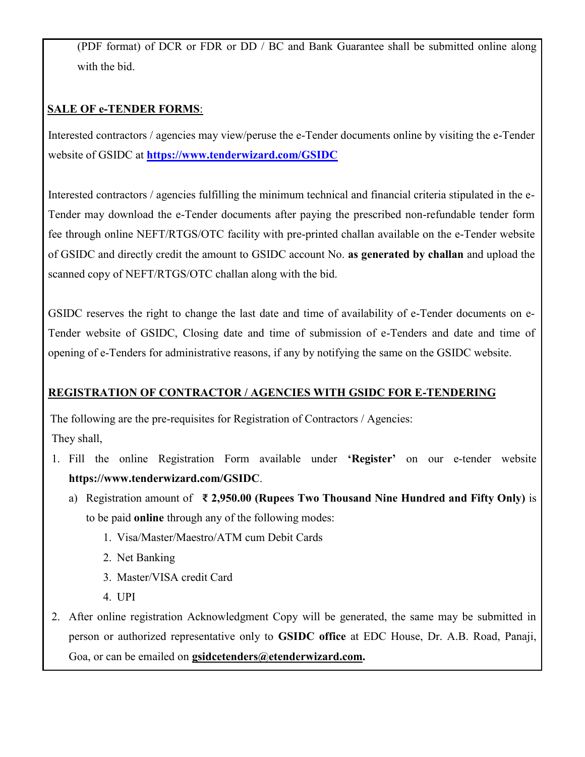(PDF format) of DCR or FDR or DD / BC and Bank Guarantee shall be submitted online along with the bid.

**SALE OF e-TENDER FORMS**:

Interested contractors / agencies may view/peruse the e-Tender documents online by visiting the e-Tender website of GSIDC at **https://www.tenderwizard.com/GSIDC**

Interested contractors / agencies fulfilling the minimum technical and financial criteria stipulated in the e-Tender may download the e-Tender documents after paying the prescribed non-refundable tender form fee through online NEFT/RTGS/OTC facility with pre-printed challan available on the e-Tender website of GSIDC and directly credit the amount to GSIDC account No. **as generated by challan** and upload the scanned copy of NEFT/RTGS/OTC challan along with the bid.

GSIDC reserves the right to change the last date and time of availability of e-Tender documents on e-Tender website of GSIDC, Closing date and time of submission of e-Tenders and date and time of opening of e-Tenders for administrative reasons, if any by notifying the same on the GSIDC website.

**REGISTRATION OF CONTRACTOR / AGENCIES WITH GSIDC FOR E-TENDERING**

The following are the pre-requisites for Registration of Contractors / Agencies:

They shall,

1. Fill the online Registration Form available under **'Register'** on our e-tender website **https://www.tenderwizard.com/GSIDC**.
   a) Registration amount of **₹ 2,950.00 (Rupees Two Thousand Nine Hundred and Fifty Only)** is to be paid **online** through any of the following modes:
      1. Visa/Master/Maestro/ATM cum Debit Cards
      2. Net Banking
      3. Master/VISA credit Card
      4. UPI
2. After online registration Acknowledgment Copy will be generated, the same may be submitted in person or authorized representative only to **GSIDC office** at EDC House, Dr. A.B. Road, Panaji, Goa, or can be emailed on **gsidcetenders@etenderwizard.com.**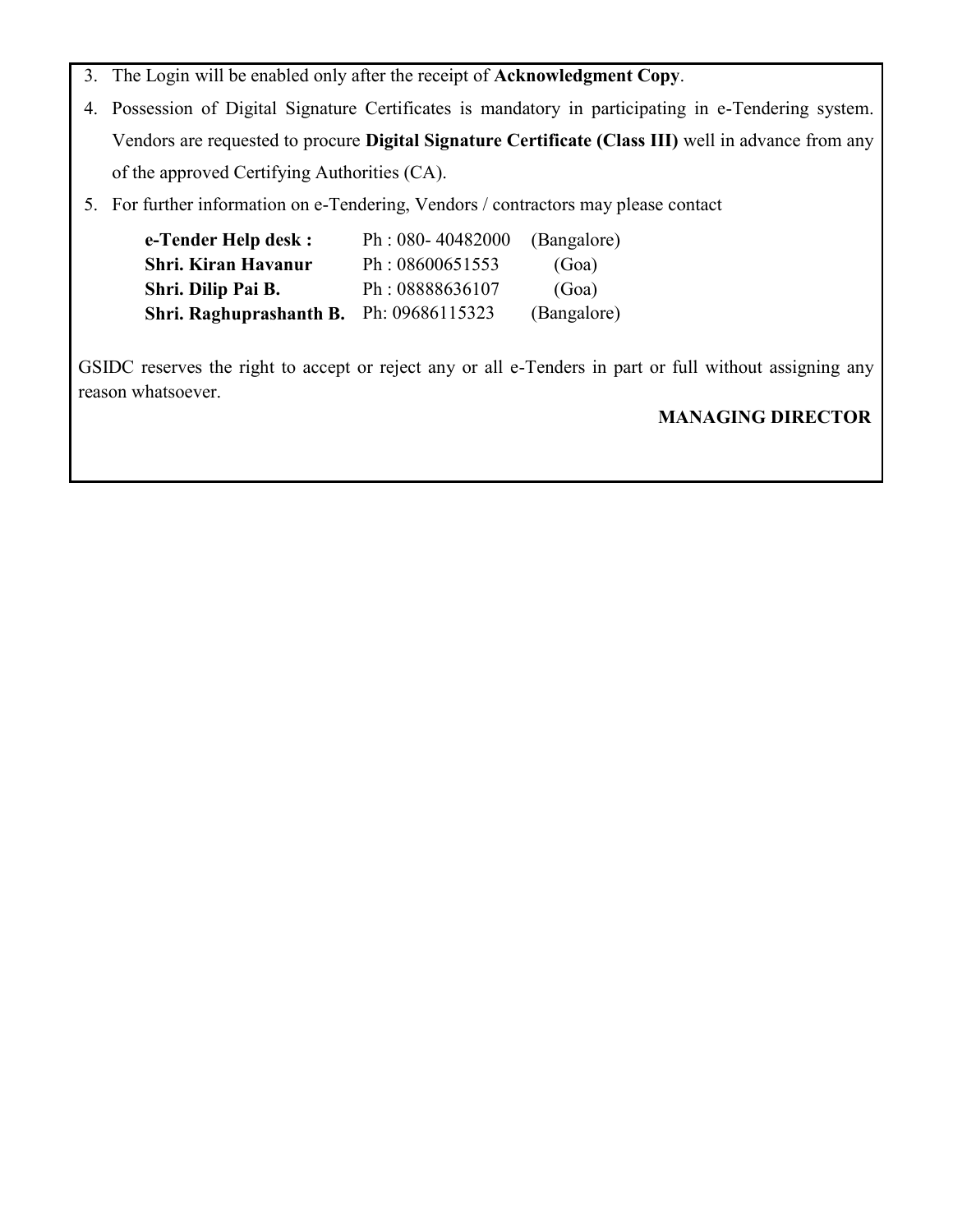3. The Login will be enabled only after the receipt of **Acknowledgment Copy**.
4. Possession of Digital Signature Certificates is mandatory in participating in e-Tendering system. Vendors are requested to procure **Digital Signature Certificate (Class III)** well in advance from any of the approved Certifying Authorities (CA).
5. For further information on e-Tendering, Vendors / contractors may please contact

| | | |
|---|---|---|
| **e-Tender Help desk :** | Ph : 080- 40482000 | (Bangalore) |
| **Shri. Kiran Havanur** | Ph : 08600651553 | (Goa) |
| **Shri. Dilip Pai B.** | Ph : 08888636107 | (Goa) |
| **Shri. Raghuprashanth B.** | Ph: 09686115323 | (Bangalore) |

GSIDC reserves the right to accept or reject any or all e-Tenders in part or full without assigning any reason whatsoever.

**MANAGING DIRECTOR**